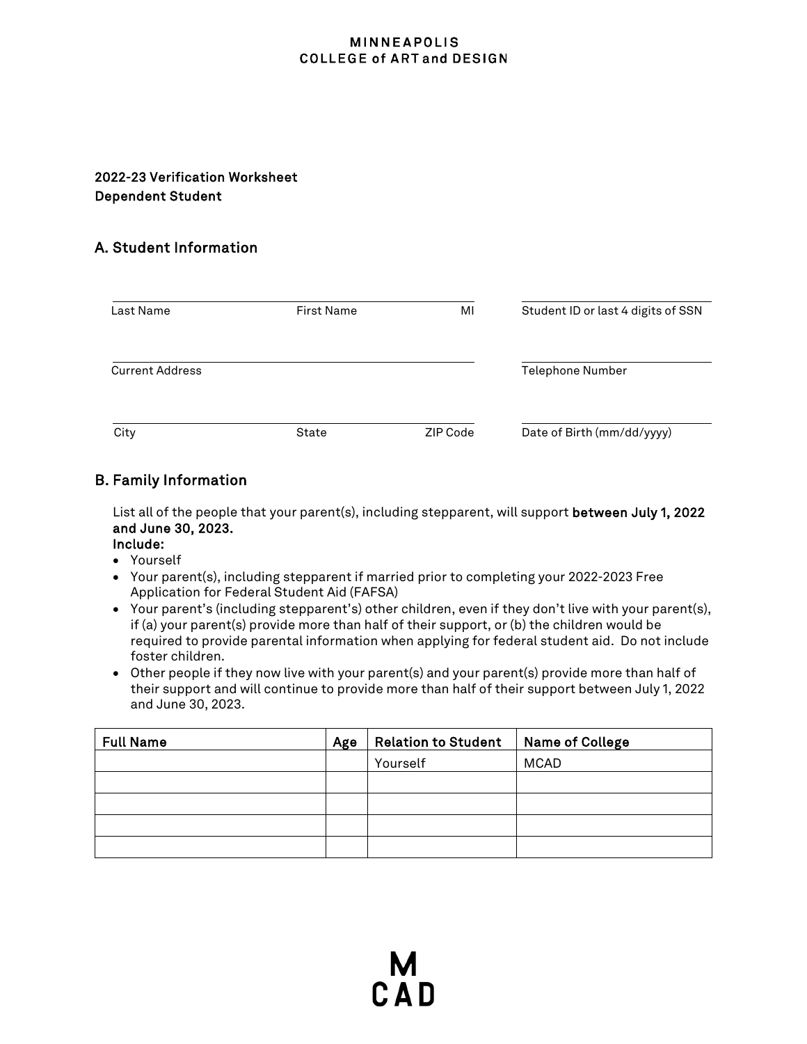MINNEAPOLIS
COLLEGE of ART and DESIGN

**2022-23 Verification Worksheet**
**Dependent Student**

## A. Student Information

Last Name ______ First Name ______ MI ______ Student ID or last 4 digits of SSN ______

Current Address ______ Telephone Number ______

City ______ State ______ ZIP Code ______ Date of Birth (mm/dd/yyyy) ______

## B. Family Information

List all of the people that your parent(s), including stepparent, will support **between July 1, 2022 and June 30, 2023.**
**Include:**

- Yourself
- Your parent(s), including stepparent if married prior to completing your 2022-2023 Free Application for Federal Student Aid (FAFSA)
- Your parent's (including stepparent's) other children, even if they don't live with your parent(s), if (a) your parent(s) provide more than half of their support, or (b) the children would be required to provide parental information when applying for federal student aid. Do not include foster children.
- Other people if they now live with your parent(s) and your parent(s) provide more than half of their support and will continue to provide more than half of their support between July 1, 2022 and June 30, 2023.

| Full Name | Age | Relation to Student | Name of College |
|---|---|---|---|
| | | Yourself | MCAD |
| | | | |
| | | | |
| | | | |
| | | | |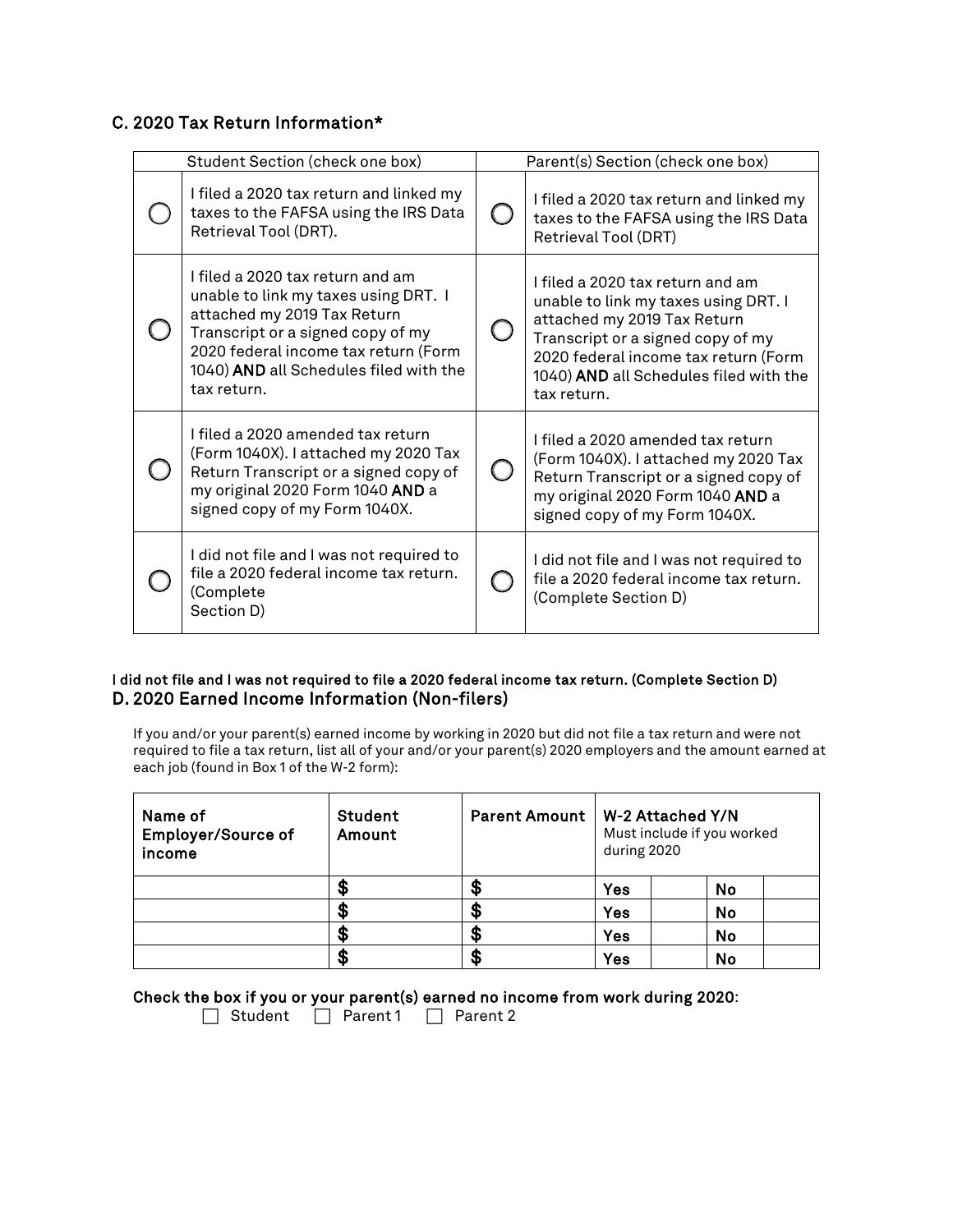## C. 2020 Tax Return Information*

| Student Section (check one box) | | Parent(s) Section (check one box) | |
|---|---|---|---|
| ◯ | I filed a 2020 tax return and linked my taxes to the FAFSA using the IRS Data Retrieval Tool (DRT). | ◯ | I filed a 2020 tax return and linked my taxes to the FAFSA using the IRS Data Retrieval Tool (DRT) |
| ◯ | I filed a 2020 tax return and am unable to link my taxes using DRT. I attached my 2019 Tax Return Transcript or a signed copy of my 2020 federal income tax return (Form 1040) **AND** all Schedules filed with the tax return. | ◯ | I filed a 2020 tax return and am unable to link my taxes using DRT. I attached my 2019 Tax Return Transcript or a signed copy of my 2020 federal income tax return (Form 1040) **AND** all Schedules filed with the tax return. |
| ◯ | I filed a 2020 amended tax return (Form 1040X). I attached my 2020 Tax Return Transcript or a signed copy of my original 2020 Form 1040 **AND** a signed copy of my Form 1040X. | ◯ | I filed a 2020 amended tax return (Form 1040X). I attached my 2020 Tax Return Transcript or a signed copy of my original 2020 Form 1040 **AND** a signed copy of my Form 1040X. |
| ◯ | I did not file and I was not required to file a 2020 federal income tax return. (Complete Section D) | ◯ | I did not file and I was not required to file a 2020 federal income tax return. (Complete Section D) |

**I did not file and I was not required to file a 2020 federal income tax return. (Complete Section D)**

## D. 2020 Earned Income Information (Non-filers)

If you and/or your parent(s) earned income by working in 2020 but did not file a tax return and were not required to file a tax return, list all of your and/or your parent(s) 2020 employers and the amount earned at each job (found in Box 1 of the W-2 form):

| Name of Employer/Source of income | Student Amount | Parent Amount | W-2 Attached Y/N<br>Must include if you worked during 2020 | | | |
|---|---|---|---|---|---|---|
| | $ | $ | Yes | | No | |
| | $ | $ | Yes | | No | |
| | $ | $ | Yes | | No | |
| | $ | $ | Yes | | No | |

**Check the box if you or your parent(s) earned no income from work during 2020:**

☐ Student ☐ Parent 1 ☐ Parent 2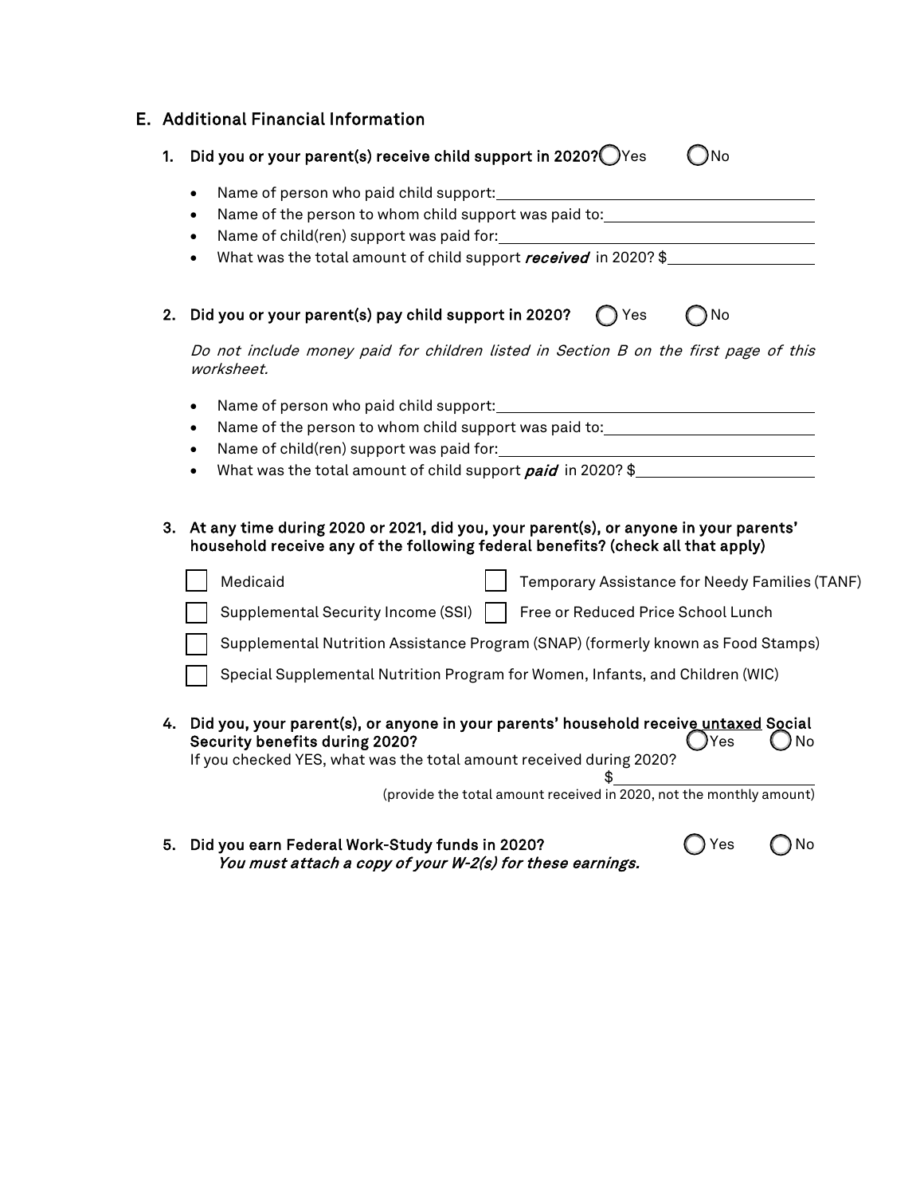## E. Additional Financial Information

1. **Did you or your parent(s) receive child support in 2020?** ◯ Yes ◯ No

   - Name of person who paid child support: ____________________
   - Name of the person to whom child support was paid to: ____________________
   - Name of child(ren) support was paid for: ____________________
   - What was the total amount of child support ***received*** in 2020? $____________________

2. **Did you or your parent(s) pay child support in 2020?** ◯ Yes ◯ No

   *Do not include money paid for children listed in Section B on the first page of this worksheet.*

   - Name of person who paid child support: ____________________
   - Name of the person to whom child support was paid to: ____________________
   - Name of child(ren) support was paid for: ____________________
   - What was the total amount of child support ***paid*** in 2020? $____________________

3. **At any time during 2020 or 2021, did you, your parent(s), or anyone in your parents' household receive any of the following federal benefits? (check all that apply)**

   - [ ] Medicaid
   - [ ] Temporary Assistance for Needy Families (TANF)
   - [ ] Supplemental Security Income (SSI)
   - [ ] Free or Reduced Price School Lunch
   - [ ] Supplemental Nutrition Assistance Program (SNAP) (formerly known as Food Stamps)
   - [ ] Special Supplemental Nutrition Program for Women, Infants, and Children (WIC)

4. **Did you, your parent(s), or anyone in your parents' household receive untaxed Social Security benefits during 2020?** ◯ Yes ◯ No

   If you checked YES, what was the total amount received during 2020? $____________________

   (provide the total amount received in 2020, not the monthly amount)

5. **Did you earn Federal Work-Study funds in 2020?** ◯ Yes ◯ No

   ***You must attach a copy of your W-2(s) for these earnings.***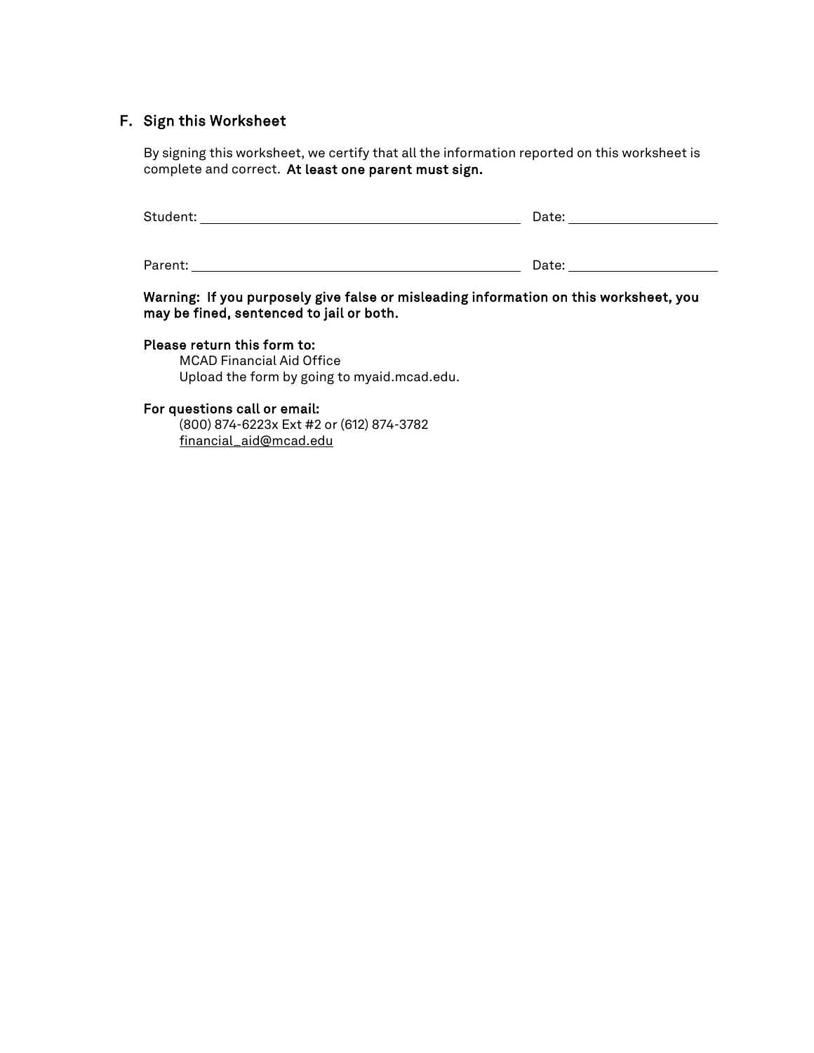## F. Sign this Worksheet

By signing this worksheet, we certify that all the information reported on this worksheet is complete and correct. **At least one parent must sign.**

Student: ______________________________ Date: ______________

Parent: ______________________________ Date: ______________

**Warning: If you purposely give false or misleading information on this worksheet, you may be fined, sentenced to jail or both.**

**Please return this form to:**

MCAD Financial Aid Office
Upload the form by going to myaid.mcad.edu.

**For questions call or email:**

(800) 874-6223x Ext #2 or (612) 874-3782
financial_aid@mcad.edu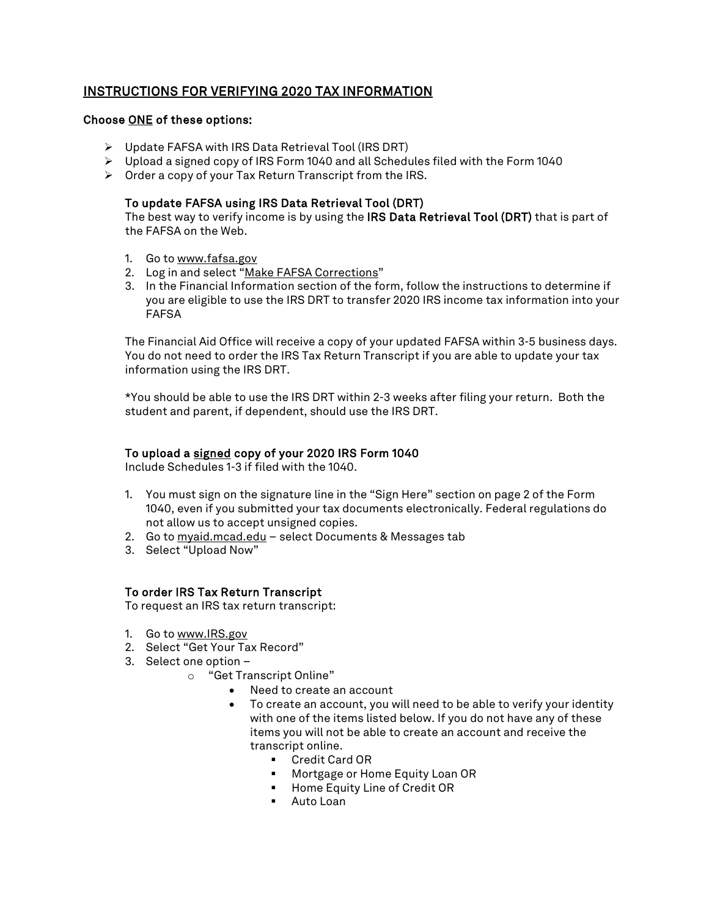## INSTRUCTIONS FOR VERIFYING 2020 TAX INFORMATION

**Choose ONE of these options:**

- Update FAFSA with IRS Data Retrieval Tool (IRS DRT)
- Upload a signed copy of IRS Form 1040 and all Schedules filed with the Form 1040
- Order a copy of your Tax Return Transcript from the IRS.

### To update FAFSA using IRS Data Retrieval Tool (DRT)

The best way to verify income is by using the **IRS Data Retrieval Tool (DRT)** that is part of the FAFSA on the Web.

1. Go to www.fafsa.gov
2. Log in and select "Make FAFSA Corrections"
3. In the Financial Information section of the form, follow the instructions to determine if you are eligible to use the IRS DRT to transfer 2020 IRS income tax information into your FAFSA

The Financial Aid Office will receive a copy of your updated FAFSA within 3-5 business days. You do not need to order the IRS Tax Return Transcript if you are able to update your tax information using the IRS DRT.

*You should be able to use the IRS DRT within 2-3 weeks after filing your return. Both the student and parent, if dependent, should use the IRS DRT.

### To upload a signed copy of your 2020 IRS Form 1040

Include Schedules 1-3 if filed with the 1040.

1. You must sign on the signature line in the "Sign Here" section on page 2 of the Form 1040, even if you submitted your tax documents electronically. Federal regulations do not allow us to accept unsigned copies.
2. Go to myaid.mcad.edu – select Documents & Messages tab
3. Select "Upload Now"

### To order IRS Tax Return Transcript

To request an IRS tax return transcript:

1. Go to www.IRS.gov
2. Select "Get Your Tax Record"
3. Select one option –
   - "Get Transcript Online"
     - Need to create an account
     - To create an account, you will need to be able to verify your identity with one of the items listed below. If you do not have any of these items you will not be able to create an account and receive the transcript online.
       - Credit Card OR
       - Mortgage or Home Equity Loan OR
       - Home Equity Line of Credit OR
       - Auto Loan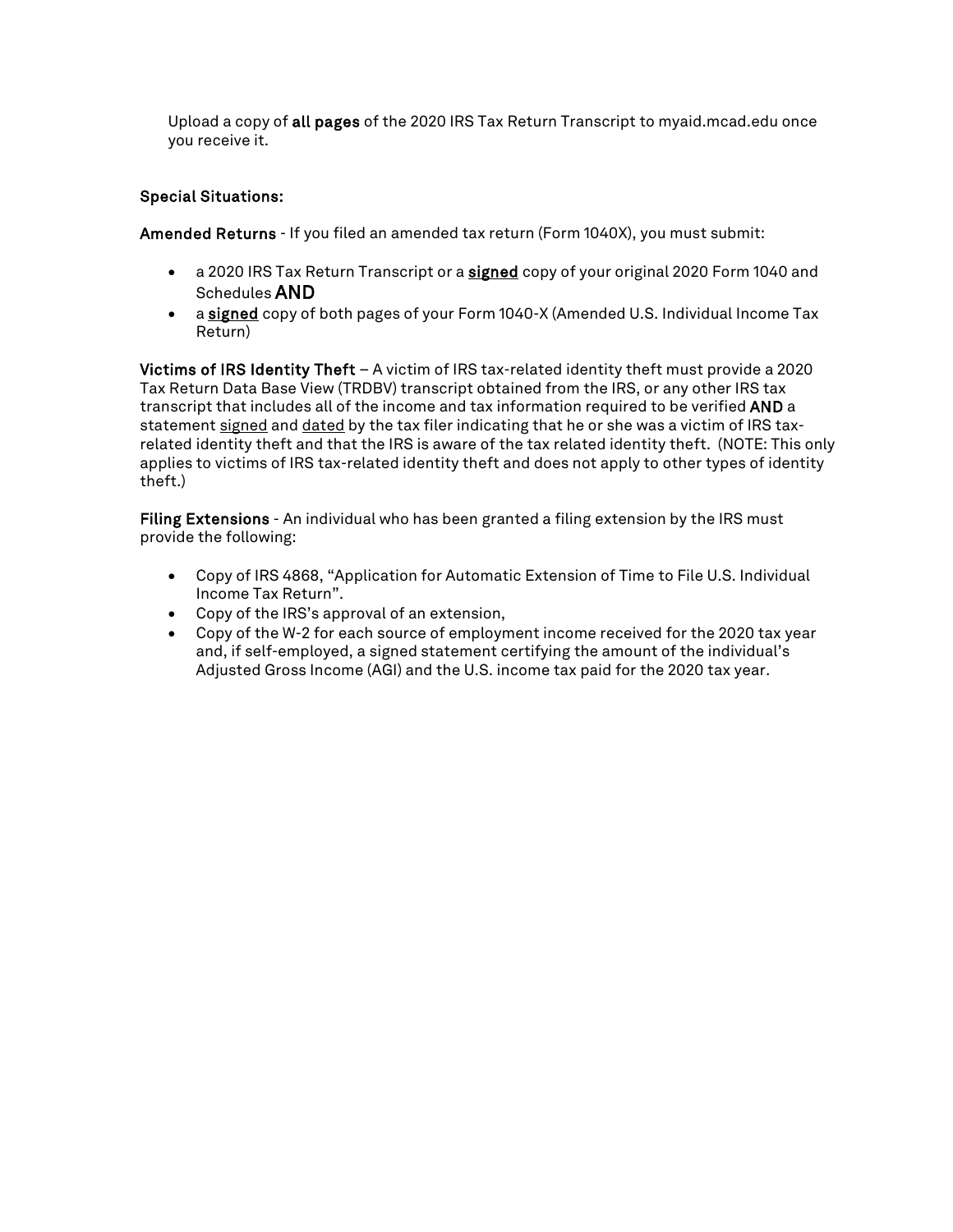Upload a copy of **all pages** of the 2020 IRS Tax Return Transcript to myaid.mcad.edu once you receive it.

**Special Situations:**

**Amended Returns** - If you filed an amended tax return (Form 1040X), you must submit:

- a 2020 IRS Tax Return Transcript or a **signed** copy of your original 2020 Form 1040 and Schedules **AND**
- a **signed** copy of both pages of your Form 1040-X (Amended U.S. Individual Income Tax Return)

**Victims of IRS Identity Theft** – A victim of IRS tax-related identity theft must provide a 2020 Tax Return Data Base View (TRDBV) transcript obtained from the IRS, or any other IRS tax transcript that includes all of the income and tax information required to be verified **AND** a statement signed and dated by the tax filer indicating that he or she was a victim of IRS tax-related identity theft and that the IRS is aware of the tax related identity theft. (NOTE: This only applies to victims of IRS tax-related identity theft and does not apply to other types of identity theft.)

**Filing Extensions** - An individual who has been granted a filing extension by the IRS must provide the following:

- Copy of IRS 4868, "Application for Automatic Extension of Time to File U.S. Individual Income Tax Return".
- Copy of the IRS's approval of an extension,
- Copy of the W-2 for each source of employment income received for the 2020 tax year and, if self-employed, a signed statement certifying the amount of the individual's Adjusted Gross Income (AGI) and the U.S. income tax paid for the 2020 tax year.